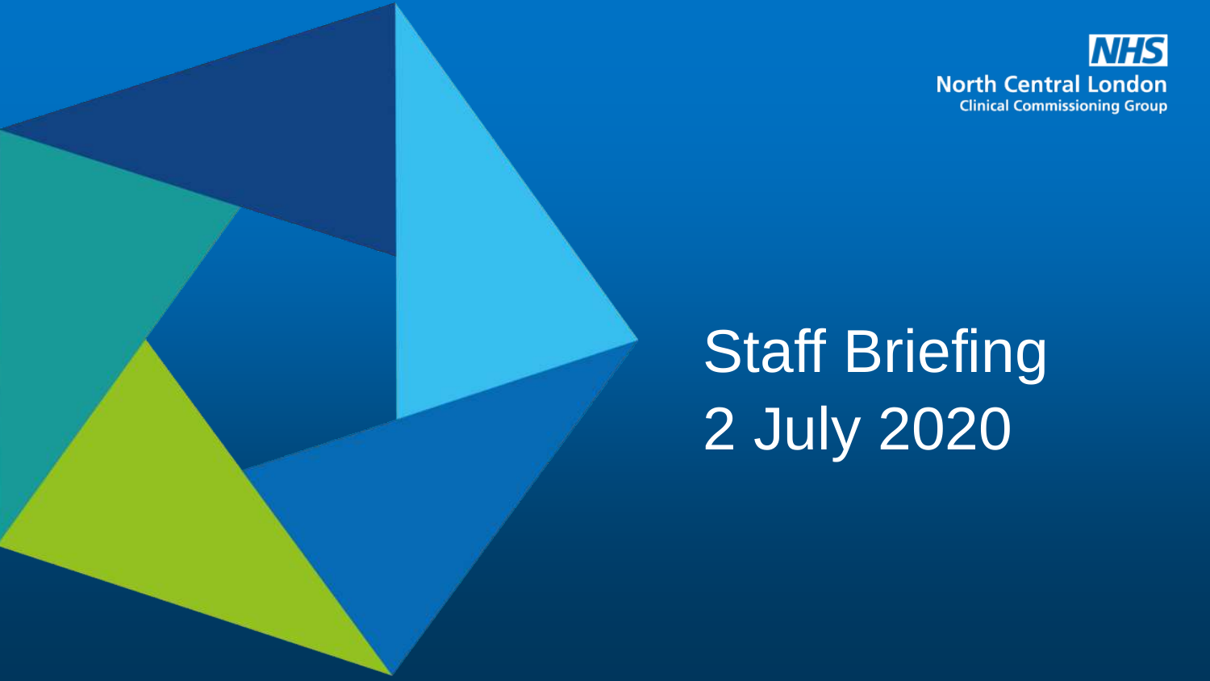NHS
North Central London
Clinical Commissioning Group

# Staff Briefing
# 2 July 2020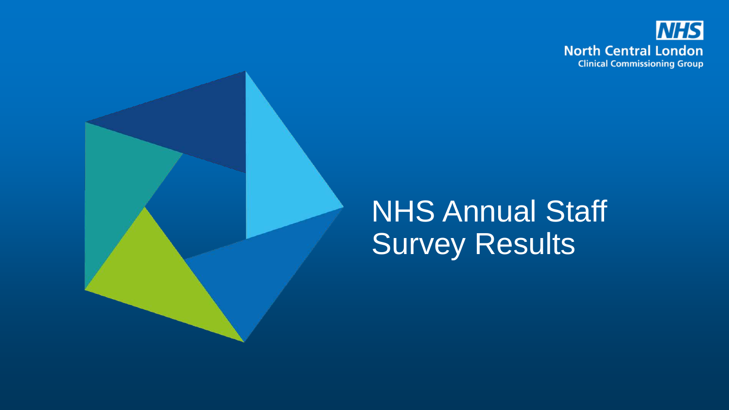NHS
North Central London
Clinical Commissioning Group

# NHS Annual Staff Survey Results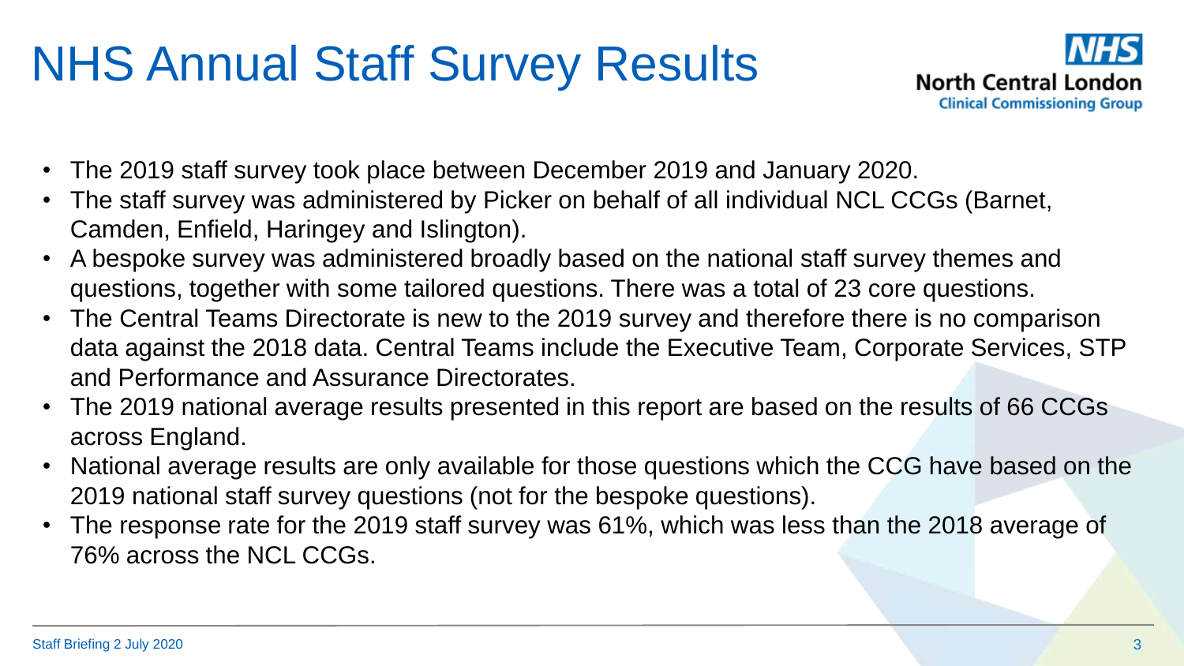# NHS Annual Staff Survey Results

NHS North Central London Clinical Commissioning Group

- The 2019 staff survey took place between December 2019 and January 2020.
- The staff survey was administered by Picker on behalf of all individual NCL CCGs (Barnet, Camden, Enfield, Haringey and Islington).
- A bespoke survey was administered broadly based on the national staff survey themes and questions, together with some tailored questions. There was a total of 23 core questions.
- The Central Teams Directorate is new to the 2019 survey and therefore there is no comparison data against the 2018 data. Central Teams include the Executive Team, Corporate Services, STP and Performance and Assurance Directorates.
- The 2019 national average results presented in this report are based on the results of 66 CCGs across England.
- National average results are only available for those questions which the CCG have based on the 2019 national staff survey questions (not for the bespoke questions).
- The response rate for the 2019 staff survey was 61%, which was less than the 2018 average of 76% across the NCL CCGs.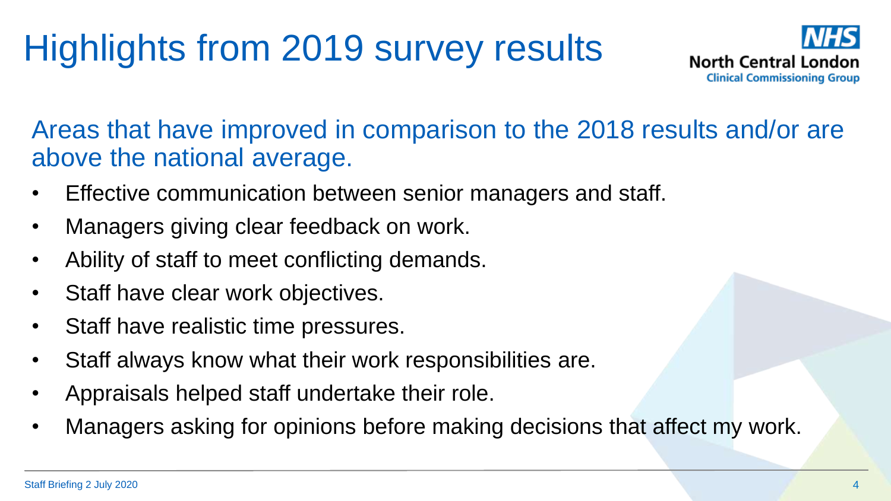# Highlights from 2019 survey results

## Areas that have improved in comparison to the 2018 results and/or are above the national average.

- Effective communication between senior managers and staff.
- Managers giving clear feedback on work.
- Ability of staff to meet conflicting demands.
- Staff have clear work objectives.
- Staff have realistic time pressures.
- Staff always know what their work responsibilities are.
- Appraisals helped staff undertake their role.
- Managers asking for opinions before making decisions that affect my work.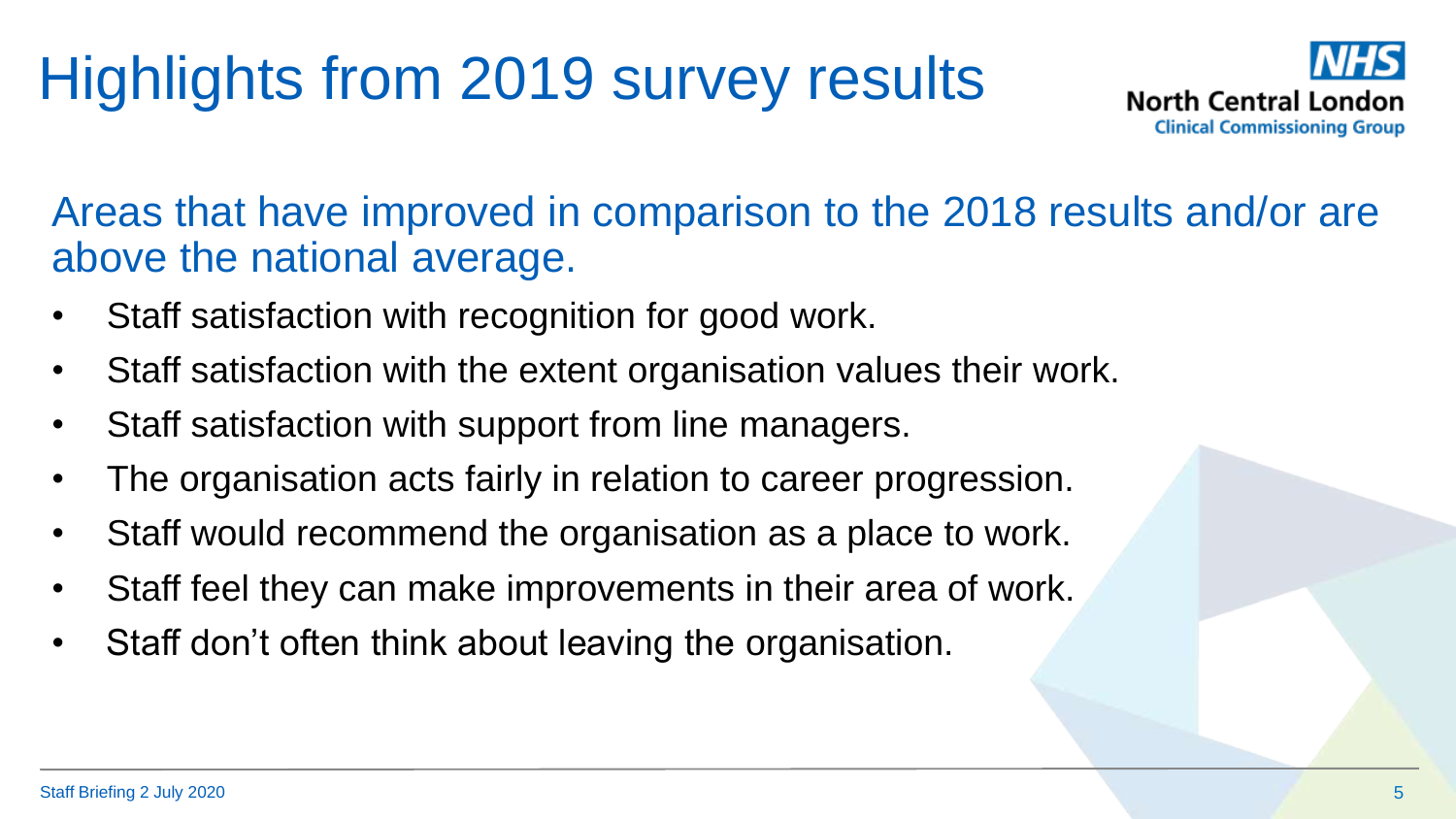# Highlights from 2019 survey results

Areas that have improved in comparison to the 2018 results and/or are above the national average.

- Staff satisfaction with recognition for good work.
- Staff satisfaction with the extent organisation values their work.
- Staff satisfaction with support from line managers.
- The organisation acts fairly in relation to career progression.
- Staff would recommend the organisation as a place to work.
- Staff feel they can make improvements in their area of work.
- Staff don't often think about leaving the organisation.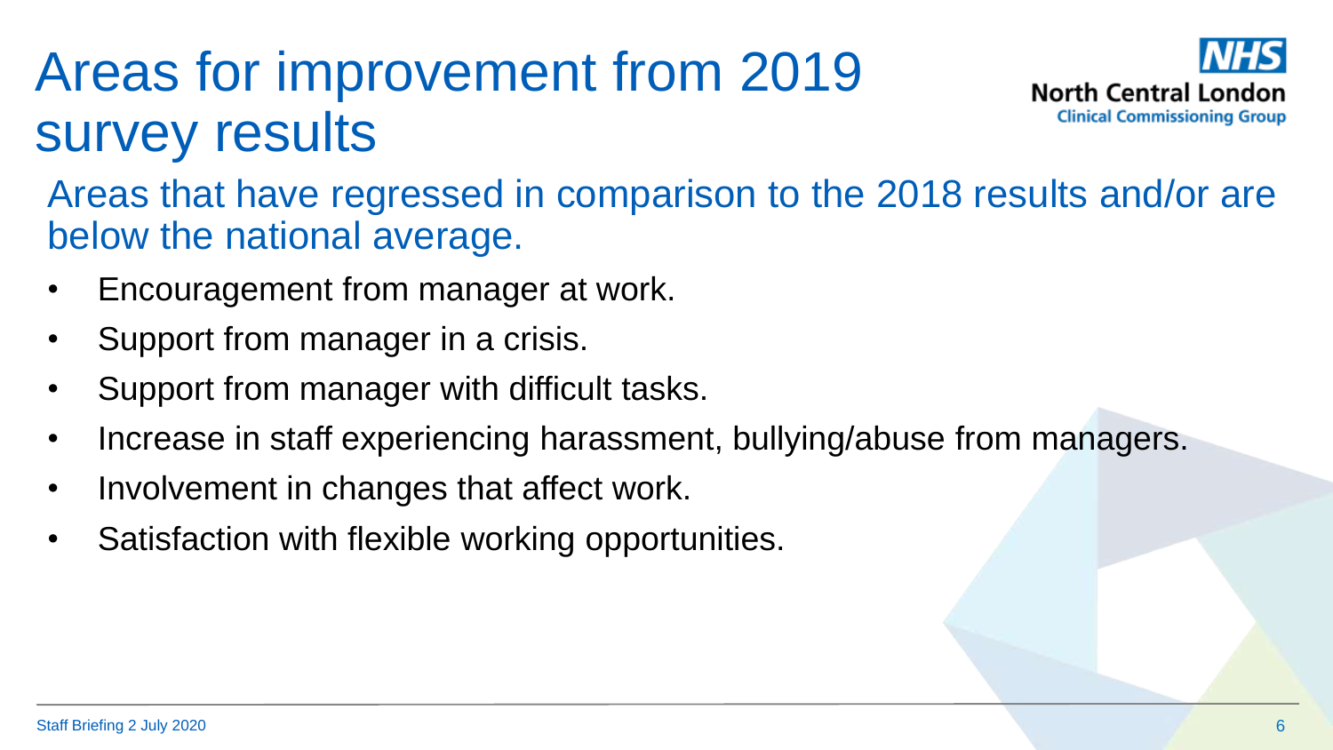# Areas for improvement from 2019 survey results

North Central London Clinical Commissioning Group

Areas that have regressed in comparison to the 2018 results and/or are below the national average.

- Encouragement from manager at work.
- Support from manager in a crisis.
- Support from manager with difficult tasks.
- Increase in staff experiencing harassment, bullying/abuse from managers.
- Involvement in changes that affect work.
- Satisfaction with flexible working opportunities.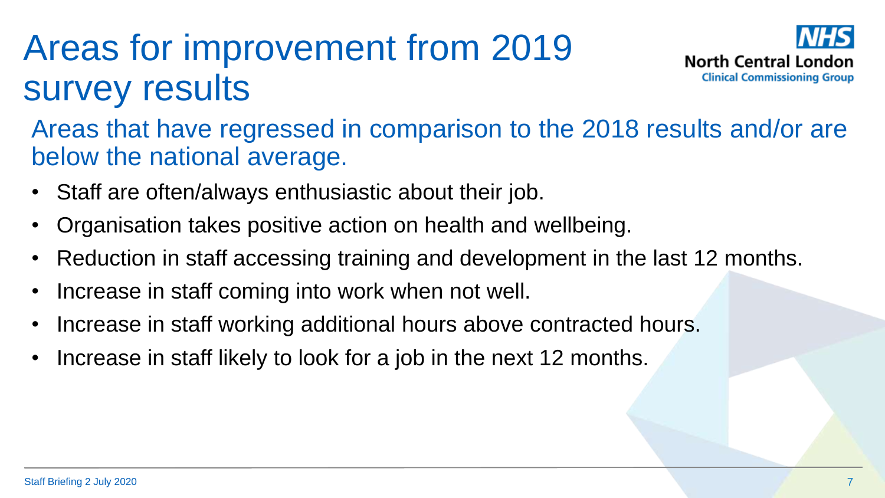# Areas for improvement from 2019 survey results

Areas that have regressed in comparison to the 2018 results and/or are below the national average.

- Staff are often/always enthusiastic about their job.
- Organisation takes positive action on health and wellbeing.
- Reduction in staff accessing training and development in the last 12 months.
- Increase in staff coming into work when not well.
- Increase in staff working additional hours above contracted hours.
- Increase in staff likely to look for a job in the next 12 months.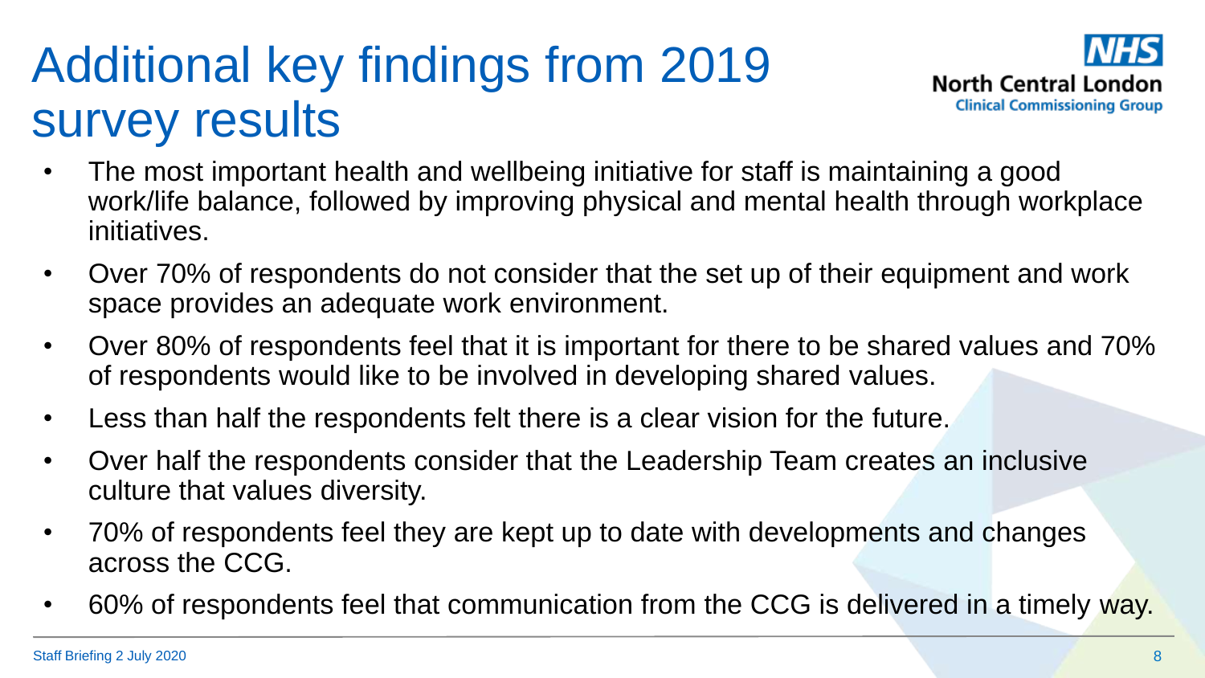# Additional key findings from 2019 survey results

- The most important health and wellbeing initiative for staff is maintaining a good work/life balance, followed by improving physical and mental health through workplace initiatives.
- Over 70% of respondents do not consider that the set up of their equipment and work space provides an adequate work environment.
- Over 80% of respondents feel that it is important for there to be shared values and 70% of respondents would like to be involved in developing shared values.
- Less than half the respondents felt there is a clear vision for the future.
- Over half the respondents consider that the Leadership Team creates an inclusive culture that values diversity.
- 70% of respondents feel they are kept up to date with developments and changes across the CCG.
- 60% of respondents feel that communication from the CCG is delivered in a timely way.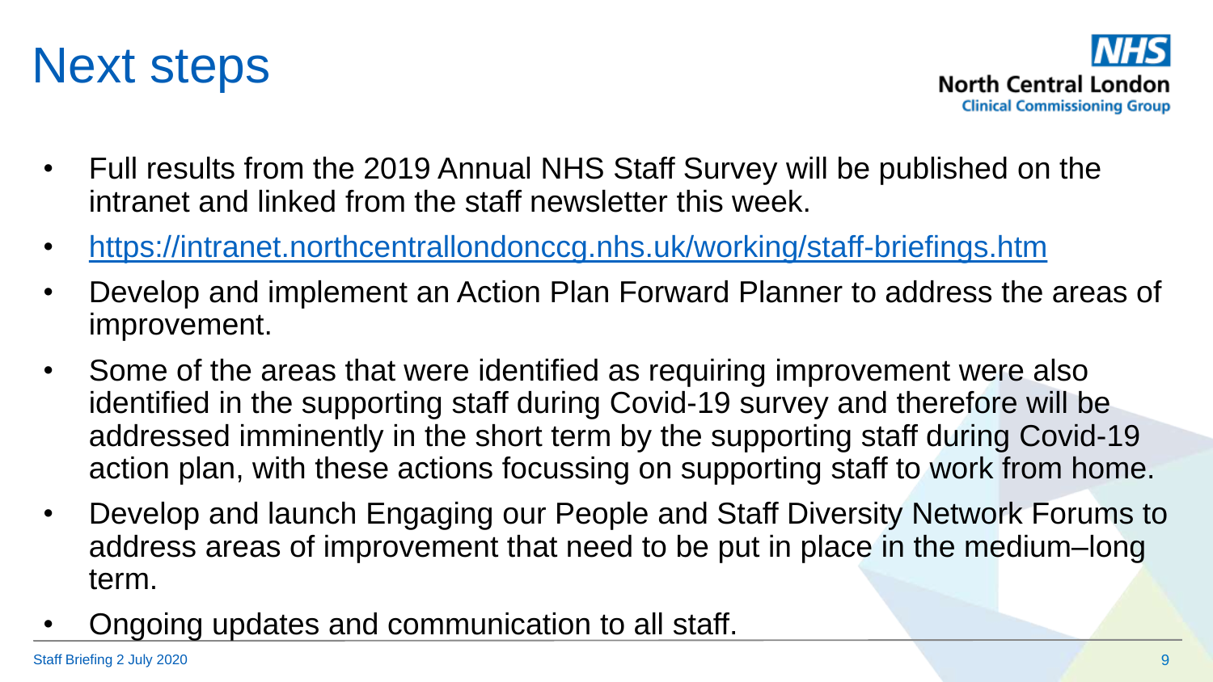# Next steps

- Full results from the 2019 Annual NHS Staff Survey will be published on the intranet and linked from the staff newsletter this week.
- https://intranet.northcentrallondonccg.nhs.uk/working/staff-briefings.htm
- Develop and implement an Action Plan Forward Planner to address the areas of improvement.
- Some of the areas that were identified as requiring improvement were also identified in the supporting staff during Covid-19 survey and therefore will be addressed imminently in the short term by the supporting staff during Covid-19 action plan, with these actions focussing on supporting staff to work from home.
- Develop and launch Engaging our People and Staff Diversity Network Forums to address areas of improvement that need to be put in place in the medium–long term.
- Ongoing updates and communication to all staff.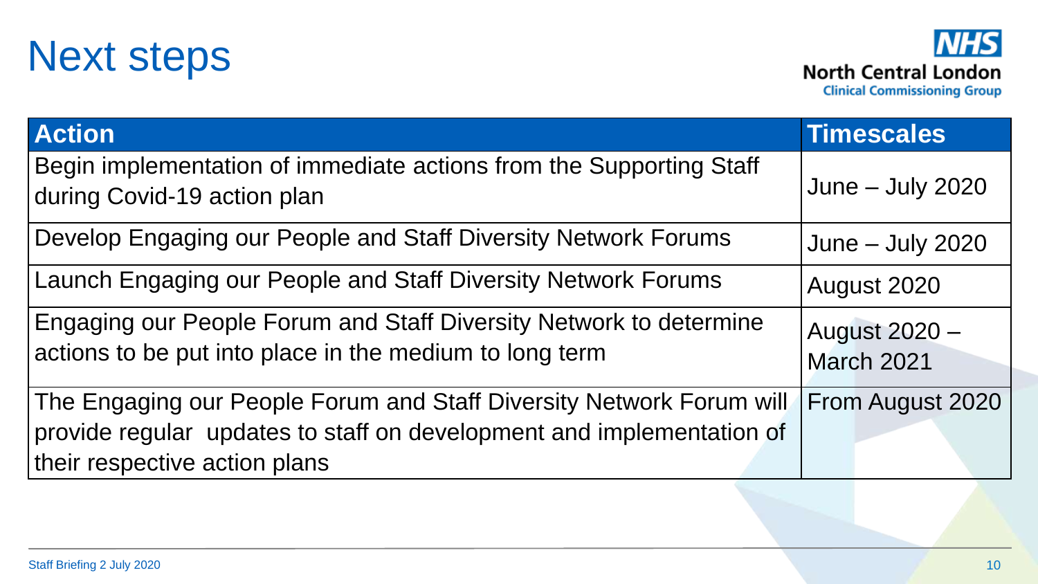# Next steps

| Action | Timescales |
| --- | --- |
| Begin implementation of immediate actions from the Supporting Staff during Covid-19 action plan | June – July 2020 |
| Develop Engaging our People and Staff Diversity Network Forums | June – July 2020 |
| Launch Engaging our People and Staff Diversity Network Forums | August 2020 |
| Engaging our People Forum and Staff Diversity Network to determine actions to be put into place in the medium to long term | August 2020 – March 2021 |
| The Engaging our People Forum and Staff Diversity Network Forum will provide regular updates to staff on development and implementation of their respective action plans | From August 2020 |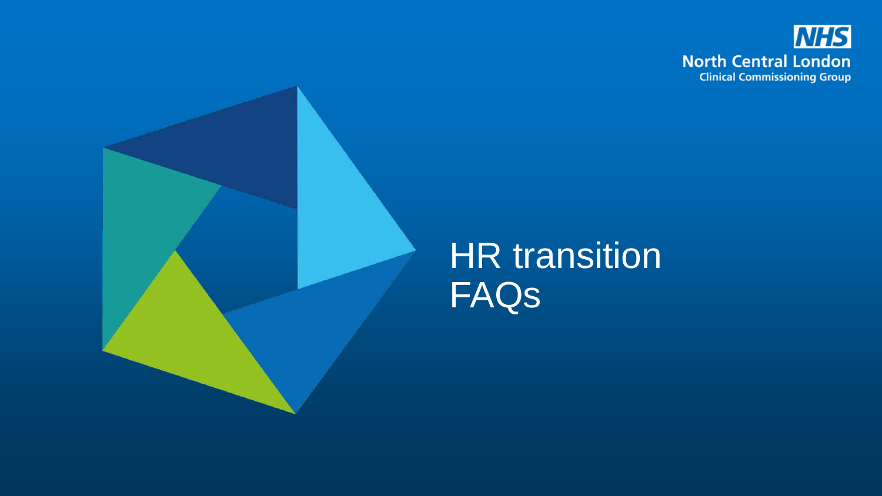NHS North Central London Clinical Commissioning Group

# HR transition FAQs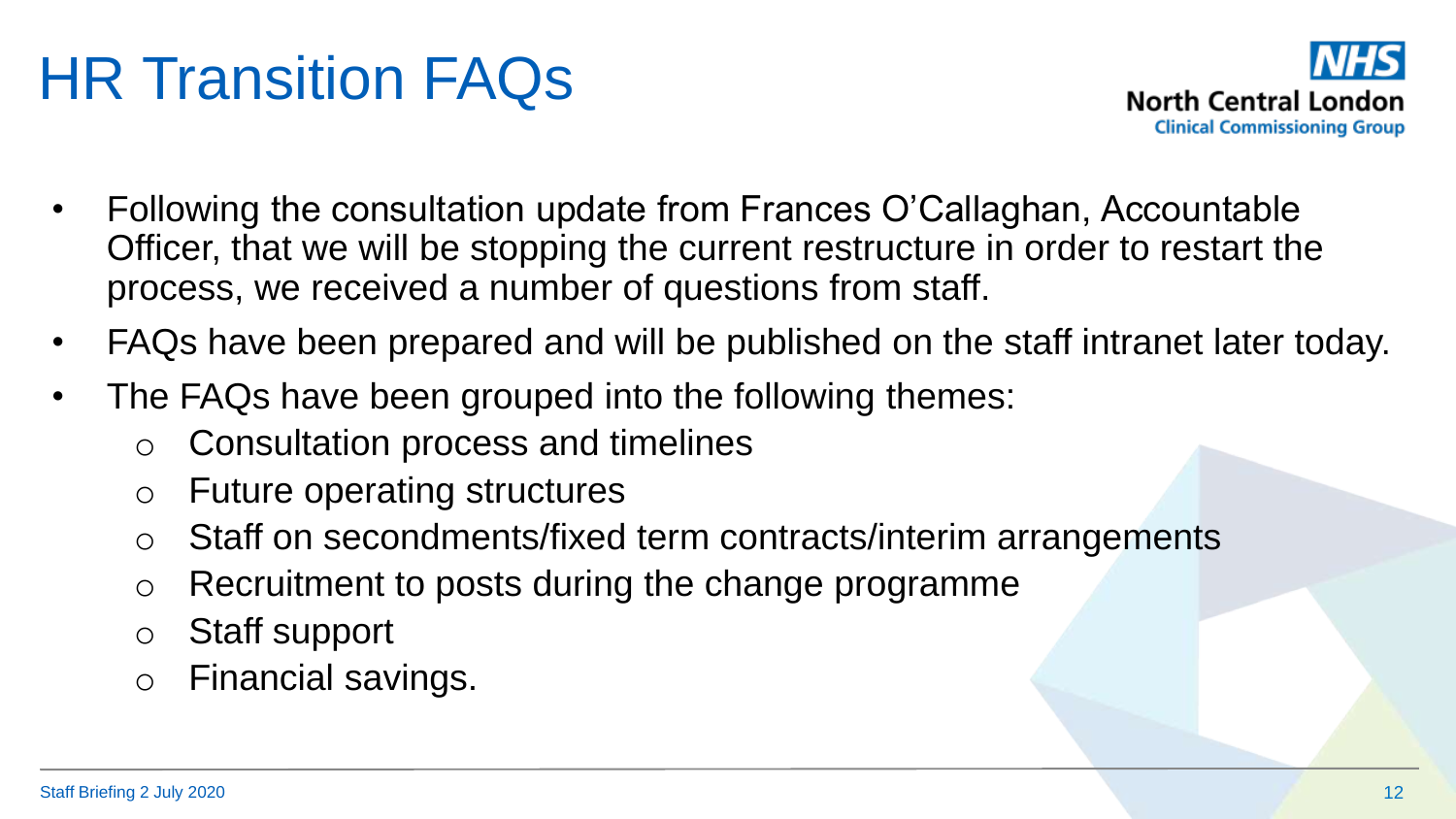# HR Transition FAQs

NHS North Central London Clinical Commissioning Group

- Following the consultation update from Frances O'Callaghan, Accountable Officer, that we will be stopping the current restructure in order to restart the process, we received a number of questions from staff.
- FAQs have been prepared and will be published on the staff intranet later today.
- The FAQs have been grouped into the following themes:
  - Consultation process and timelines
  - Future operating structures
  - Staff on secondments/fixed term contracts/interim arrangements
  - Recruitment to posts during the change programme
  - Staff support
  - Financial savings.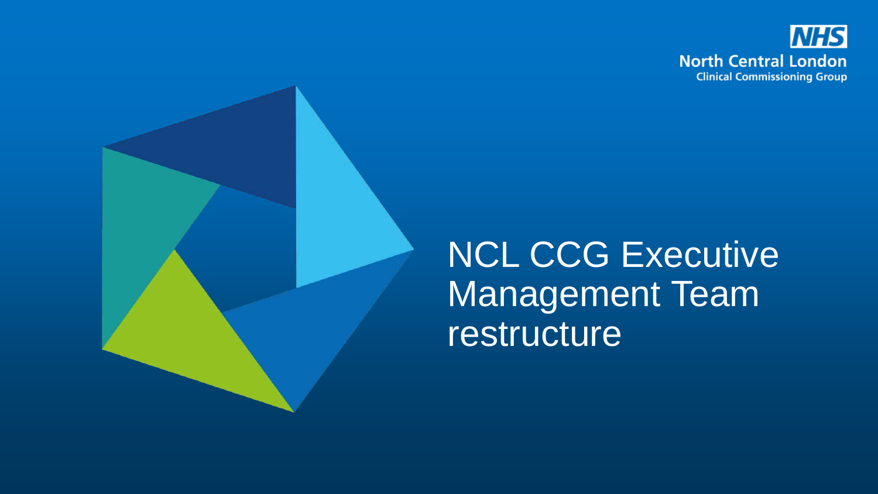NHS
North Central London
Clinical Commissioning Group

# NCL CCG Executive Management Team restructure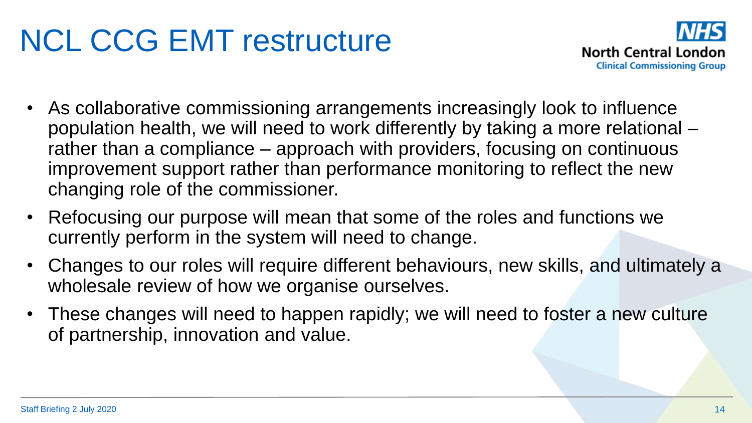# NCL CCG EMT restructure

- As collaborative commissioning arrangements increasingly look to influence population health, we will need to work differently by taking a more relational – rather than a compliance – approach with providers, focusing on continuous improvement support rather than performance monitoring to reflect the new changing role of the commissioner.
- Refocusing our purpose will mean that some of the roles and functions we currently perform in the system will need to change.
- Changes to our roles will require different behaviours, new skills, and ultimately a wholesale review of how we organise ourselves.
- These changes will need to happen rapidly; we will need to foster a new culture of partnership, innovation and value.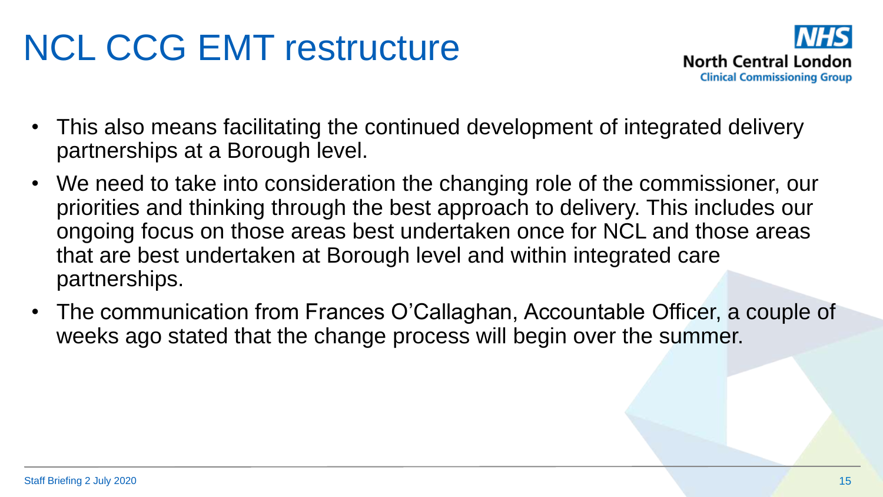# NCL CCG EMT restructure

- This also means facilitating the continued development of integrated delivery partnerships at a Borough level.
- We need to take into consideration the changing role of the commissioner, our priorities and thinking through the best approach to delivery. This includes our ongoing focus on those areas best undertaken once for NCL and those areas that are best undertaken at Borough level and within integrated care partnerships.
- The communication from Frances O'Callaghan, Accountable Officer, a couple of weeks ago stated that the change process will begin over the summer.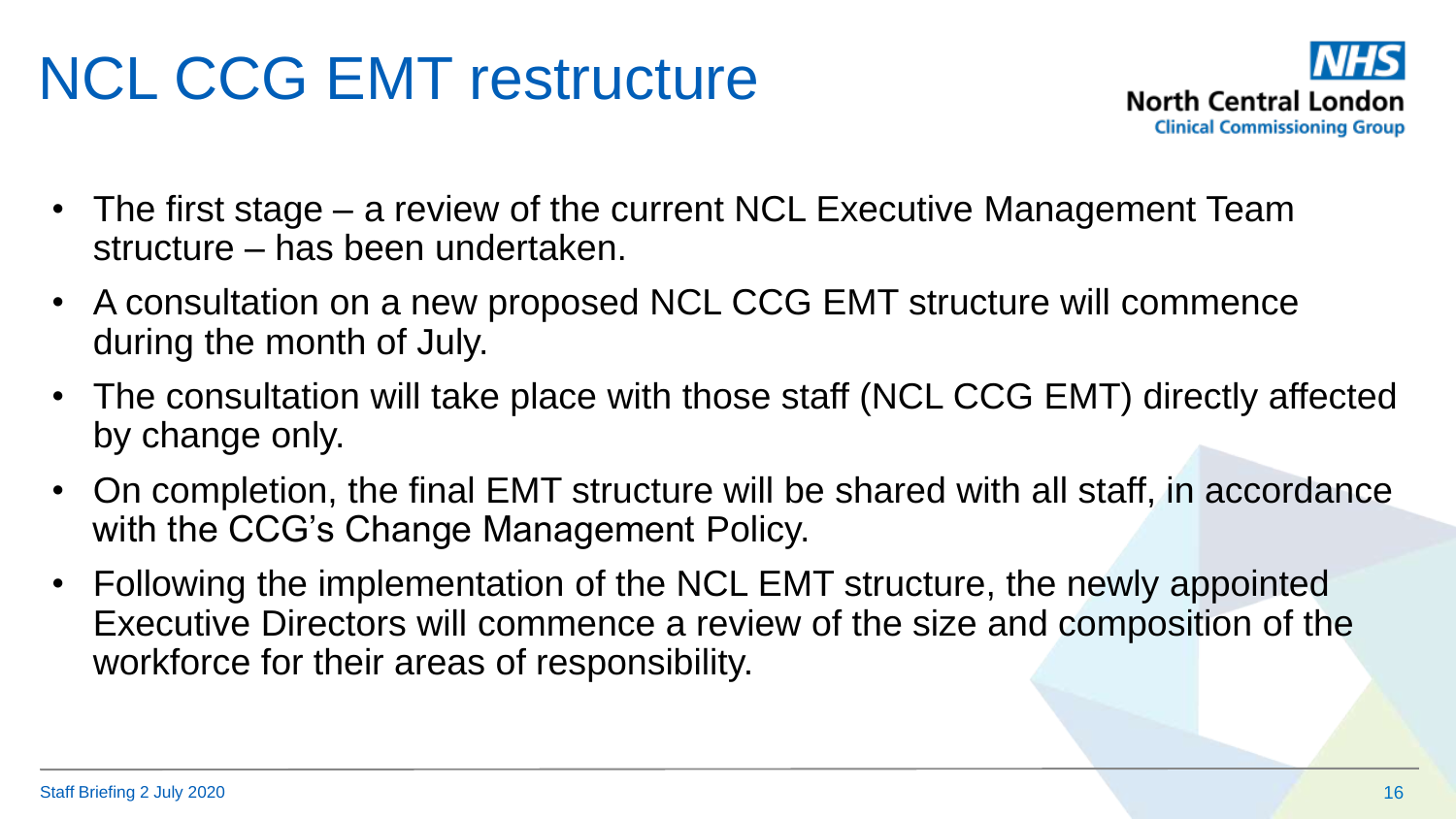# NCL CCG EMT restructure

- The first stage – a review of the current NCL Executive Management Team structure – has been undertaken.
- A consultation on a new proposed NCL CCG EMT structure will commence during the month of July.
- The consultation will take place with those staff (NCL CCG EMT) directly affected by change only.
- On completion, the final EMT structure will be shared with all staff, in accordance with the CCG's Change Management Policy.
- Following the implementation of the NCL EMT structure, the newly appointed Executive Directors will commence a review of the size and composition of the workforce for their areas of responsibility.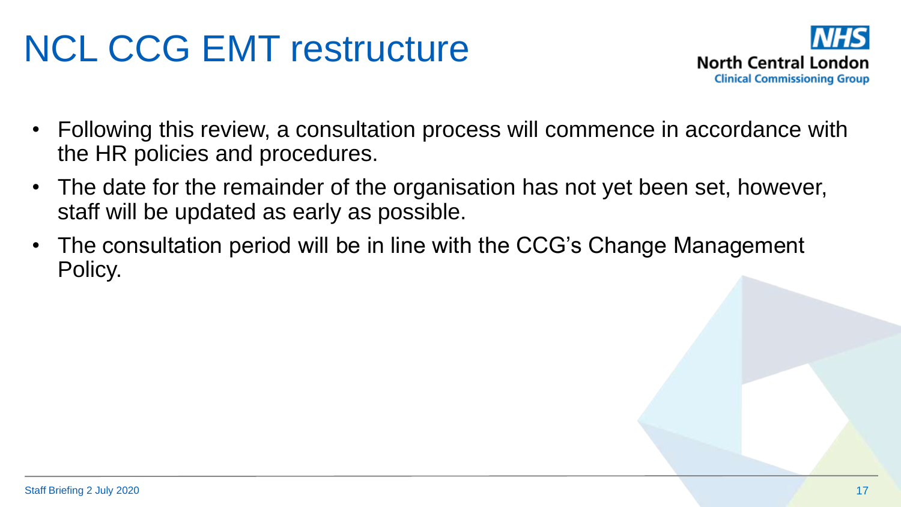# NCL CCG EMT restructure

- Following this review, a consultation process will commence in accordance with the HR policies and procedures.
- The date for the remainder of the organisation has not yet been set, however, staff will be updated as early as possible.
- The consultation period will be in line with the CCG's Change Management Policy.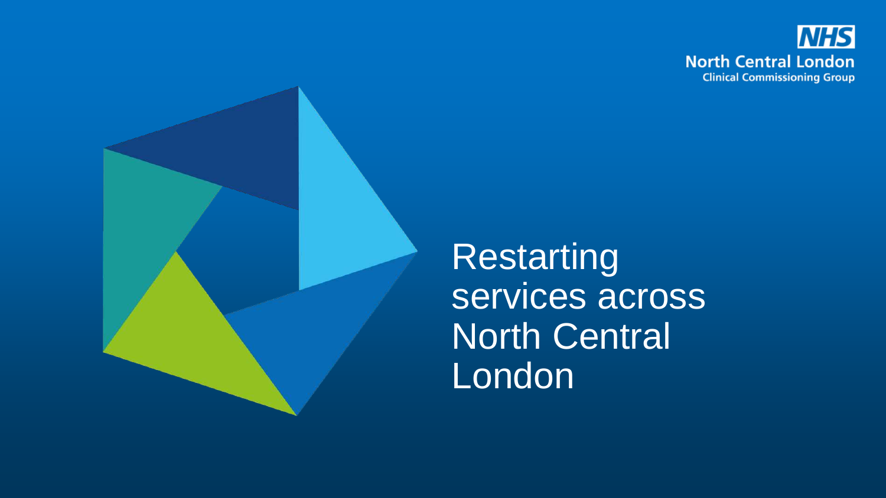NHS

North Central London
Clinical Commissioning Group

# Restarting services across North Central London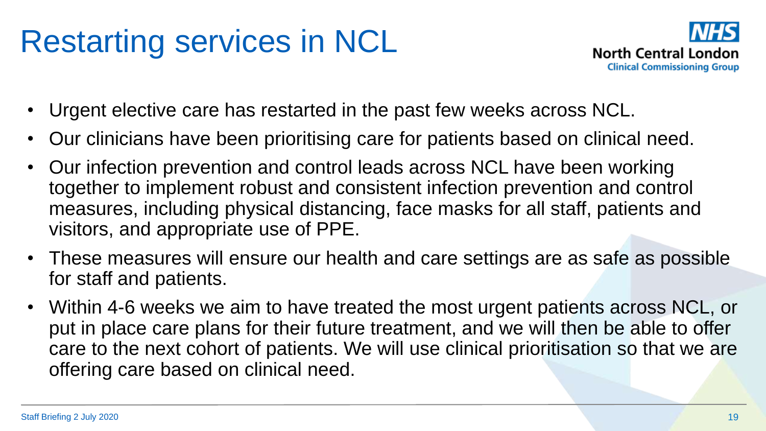# Restarting services in NCL

- Urgent elective care has restarted in the past few weeks across NCL.
- Our clinicians have been prioritising care for patients based on clinical need.
- Our infection prevention and control leads across NCL have been working together to implement robust and consistent infection prevention and control measures, including physical distancing, face masks for all staff, patients and visitors, and appropriate use of PPE.
- These measures will ensure our health and care settings are as safe as possible for staff and patients.
- Within 4-6 weeks we aim to have treated the most urgent patients across NCL, or put in place care plans for their future treatment, and we will then be able to offer care to the next cohort of patients. We will use clinical prioritisation so that we are offering care based on clinical need.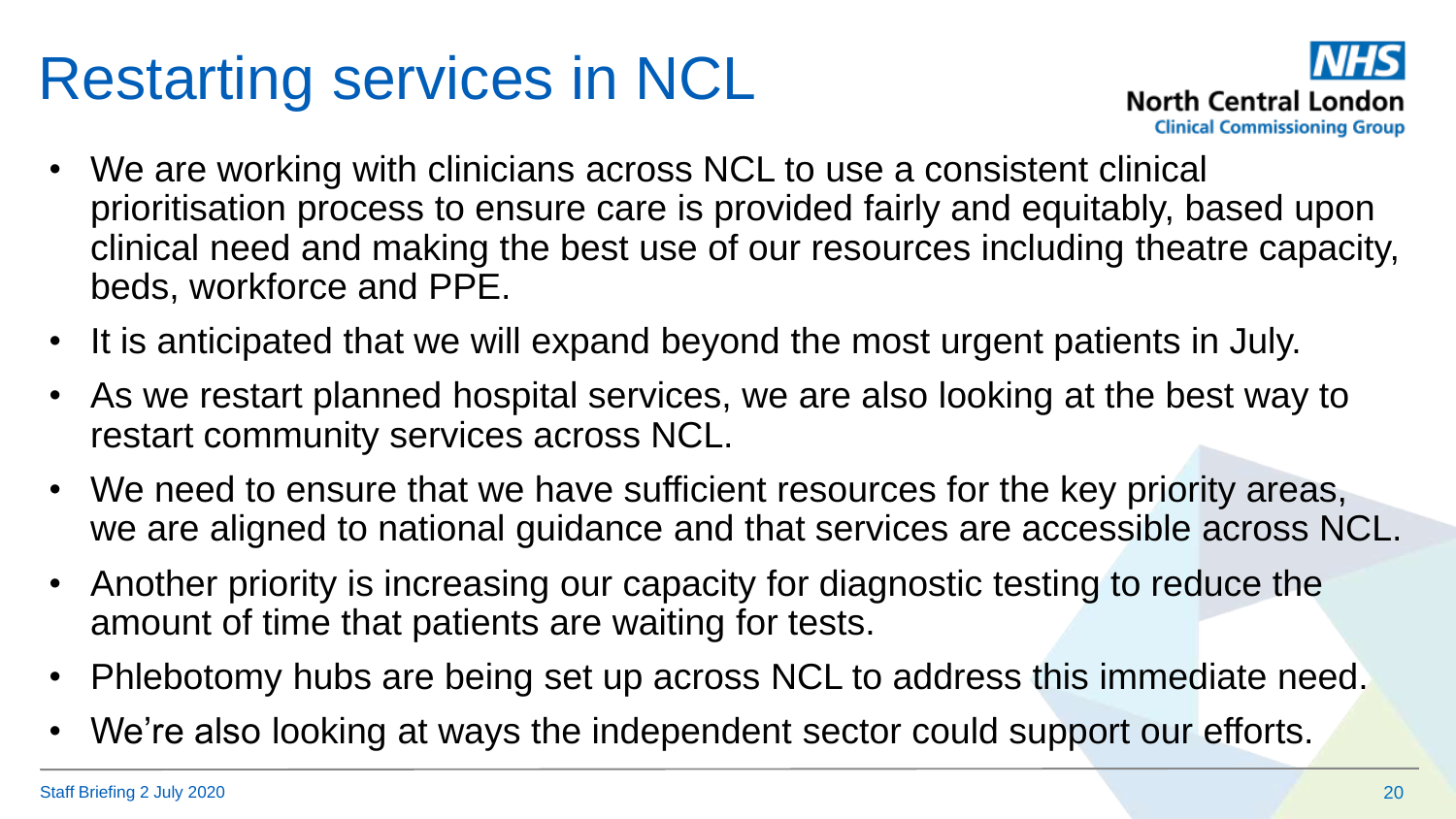# Restarting services in NCL

- We are working with clinicians across NCL to use a consistent clinical prioritisation process to ensure care is provided fairly and equitably, based upon clinical need and making the best use of our resources including theatre capacity, beds, workforce and PPE.
- It is anticipated that we will expand beyond the most urgent patients in July.
- As we restart planned hospital services, we are also looking at the best way to restart community services across NCL.
- We need to ensure that we have sufficient resources for the key priority areas, we are aligned to national guidance and that services are accessible across NCL.
- Another priority is increasing our capacity for diagnostic testing to reduce the amount of time that patients are waiting for tests.
- Phlebotomy hubs are being set up across NCL to address this immediate need.
- We're also looking at ways the independent sector could support our efforts.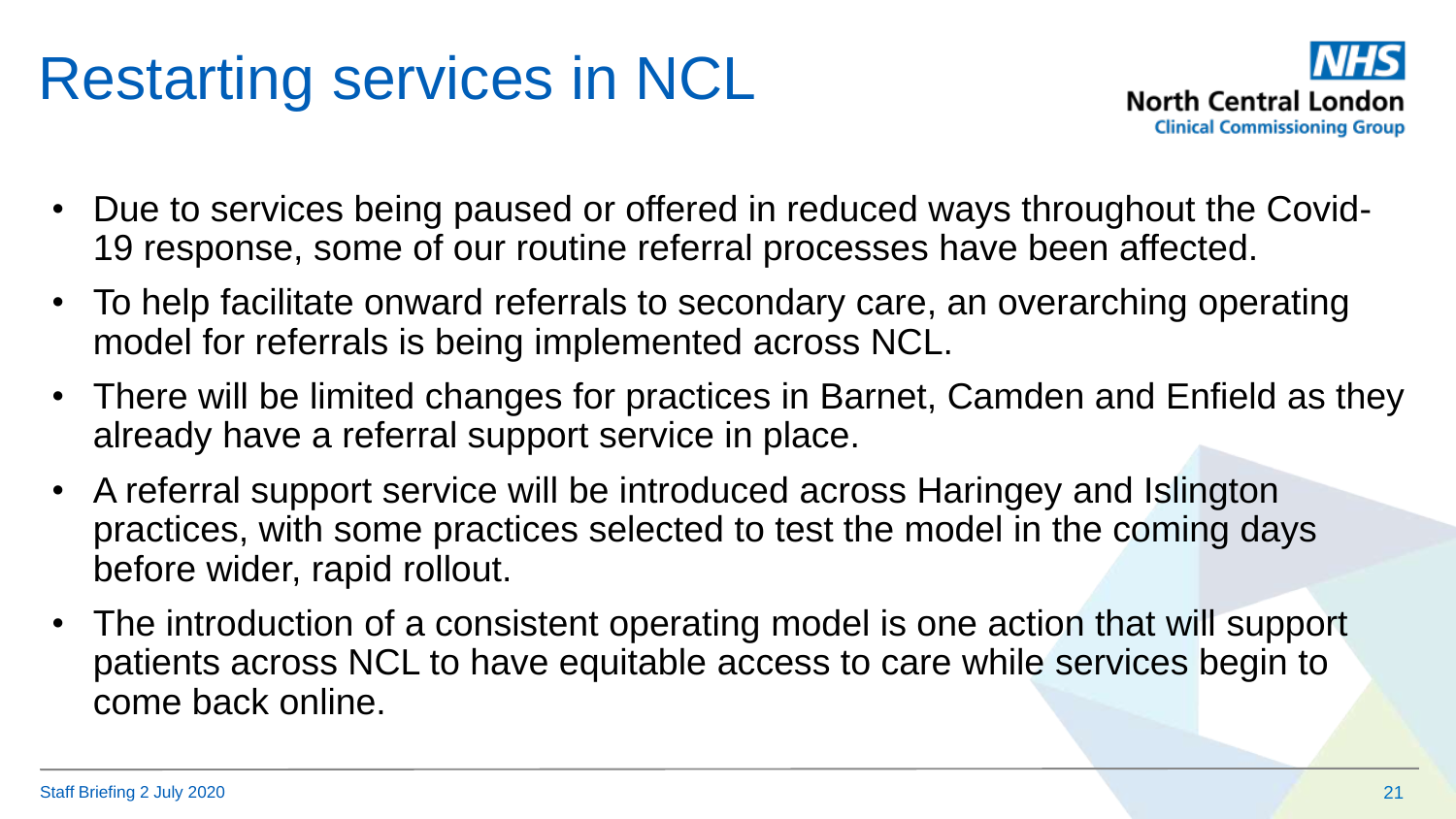# Restarting services in NCL

- Due to services being paused or offered in reduced ways throughout the Covid-19 response, some of our routine referral processes have been affected.
- To help facilitate onward referrals to secondary care, an overarching operating model for referrals is being implemented across NCL.
- There will be limited changes for practices in Barnet, Camden and Enfield as they already have a referral support service in place.
- A referral support service will be introduced across Haringey and Islington practices, with some practices selected to test the model in the coming days before wider, rapid rollout.
- The introduction of a consistent operating model is one action that will support patients across NCL to have equitable access to care while services begin to come back online.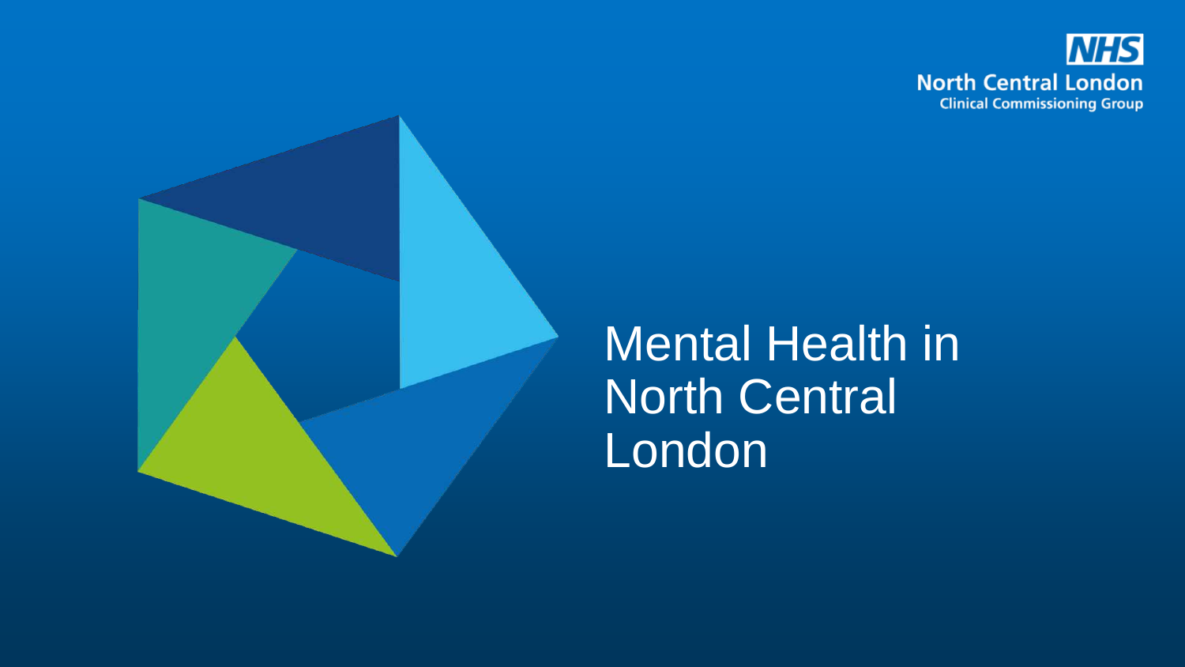**NHS**
**North Central London**
Clinical Commissioning Group

# Mental Health in North Central London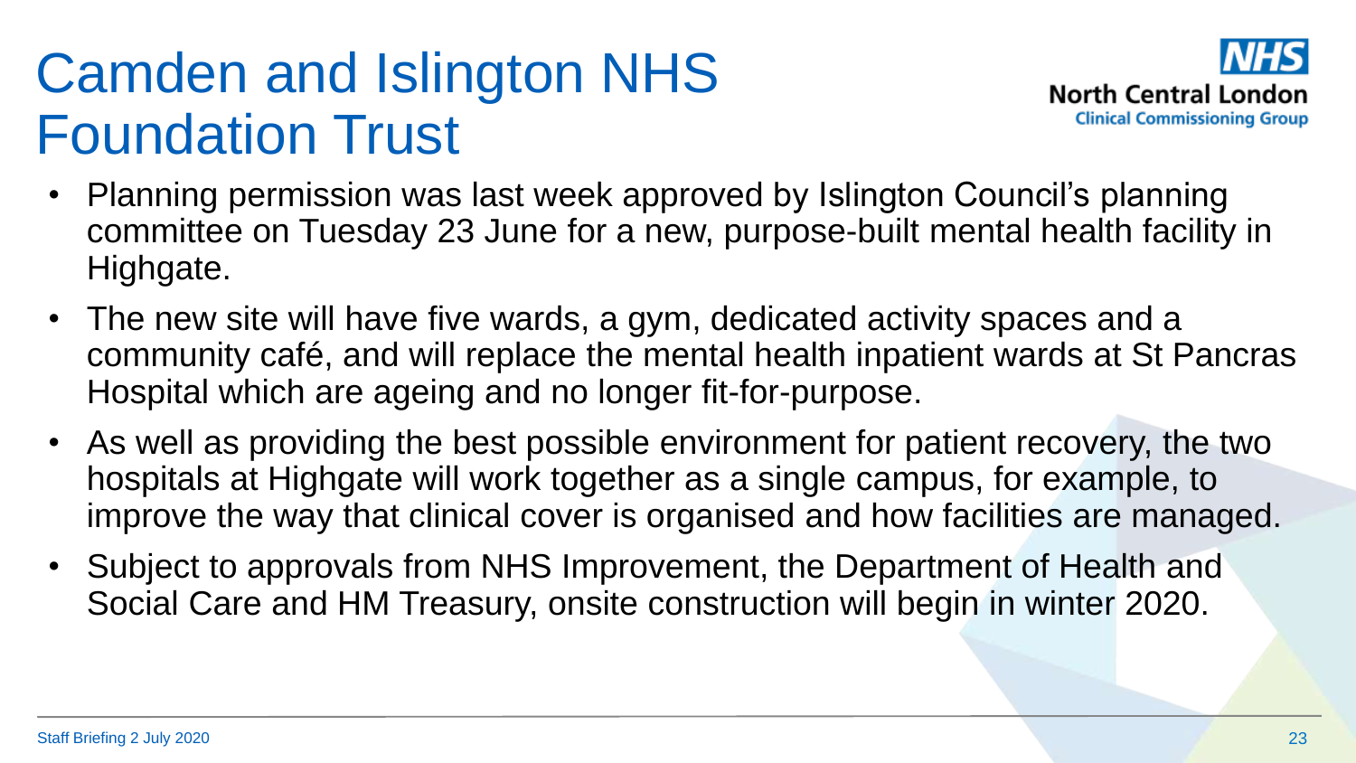# Camden and Islington NHS Foundation Trust

NHS
North Central London
Clinical Commissioning Group

- Planning permission was last week approved by Islington Council's planning committee on Tuesday 23 June for a new, purpose-built mental health facility in Highgate.
- The new site will have five wards, a gym, dedicated activity spaces and a community café, and will replace the mental health inpatient wards at St Pancras Hospital which are ageing and no longer fit-for-purpose.
- As well as providing the best possible environment for patient recovery, the two hospitals at Highgate will work together as a single campus, for example, to improve the way that clinical cover is organised and how facilities are managed.
- Subject to approvals from NHS Improvement, the Department of Health and Social Care and HM Treasury, onsite construction will begin in winter 2020.